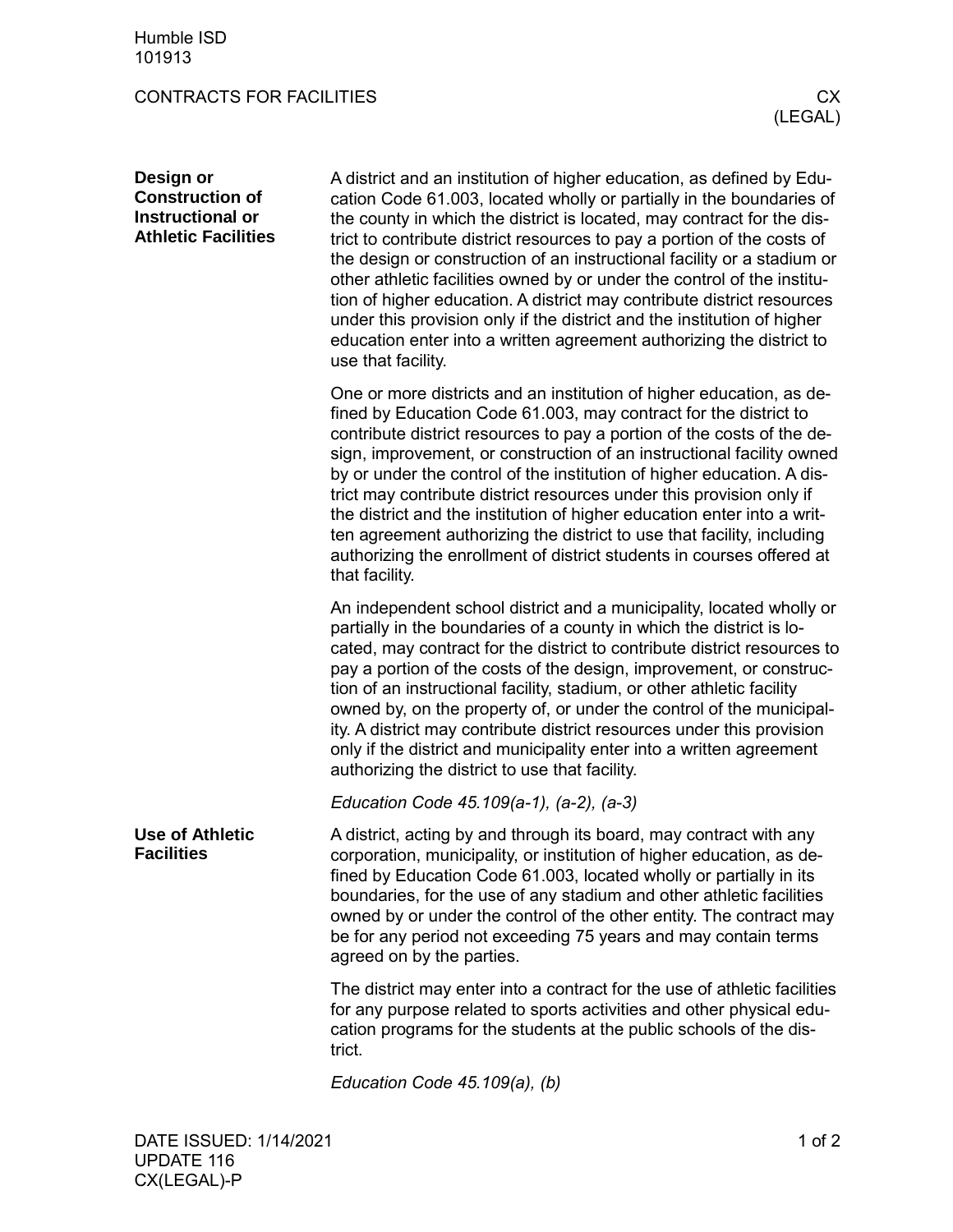# CONTRACTS FOR FACILITIES

## CX (LEGAL)

### Design or Construction of Instructional or Athletic Facilities

A district and an institution of higher education, as defined by Education Code 61.003, located wholly or partially in the boundaries of the county in which the district is located, may contract for the district to contribute district resources to pay a portion of the costs of the design or construction of an instructional facility or a stadium or other athletic facilities owned by or under the control of the institution of higher education. A district may contribute district resources under this provision only if the district and the institution of higher education enter into a written agreement authorizing the district to use that facility.

One or more districts and an institution of higher education, as defined by Education Code 61.003, may contract for the district to contribute district resources to pay a portion of the costs of the design, improvement, or construction of an instructional facility owned by or under the control of the institution of higher education. A district may contribute district resources under this provision only if the district and the institution of higher education enter into a written agreement authorizing the district to use that facility, including authorizing the enrollment of district students in courses offered at that facility.

An independent school district and a municipality, located wholly or partially in the boundaries of a county in which the district is located, may contract for the district to contribute district resources to pay a portion of the costs of the design, improvement, or construction of an instructional facility, stadium, or other athletic facility owned by, on the property of, or under the control of the municipality. A district may contribute district resources under this provision only if the district and municipality enter into a written agreement authorizing the district to use that facility.

*Education Code 45.109(a-1), (a-2), (a-3)*

### Use of Athletic Facilities

A district, acting by and through its board, may contract with any corporation, municipality, or institution of higher education, as defined by Education Code 61.003, located wholly or partially in its boundaries, for the use of any stadium and other athletic facilities owned by or under the control of the other entity. The contract may be for any period not exceeding 75 years and may contain terms agreed on by the parties.

The district may enter into a contract for the use of athletic facilities for any purpose related to sports activities and other physical education programs for the students at the public schools of the district.

*Education Code 45.109(a), (b)*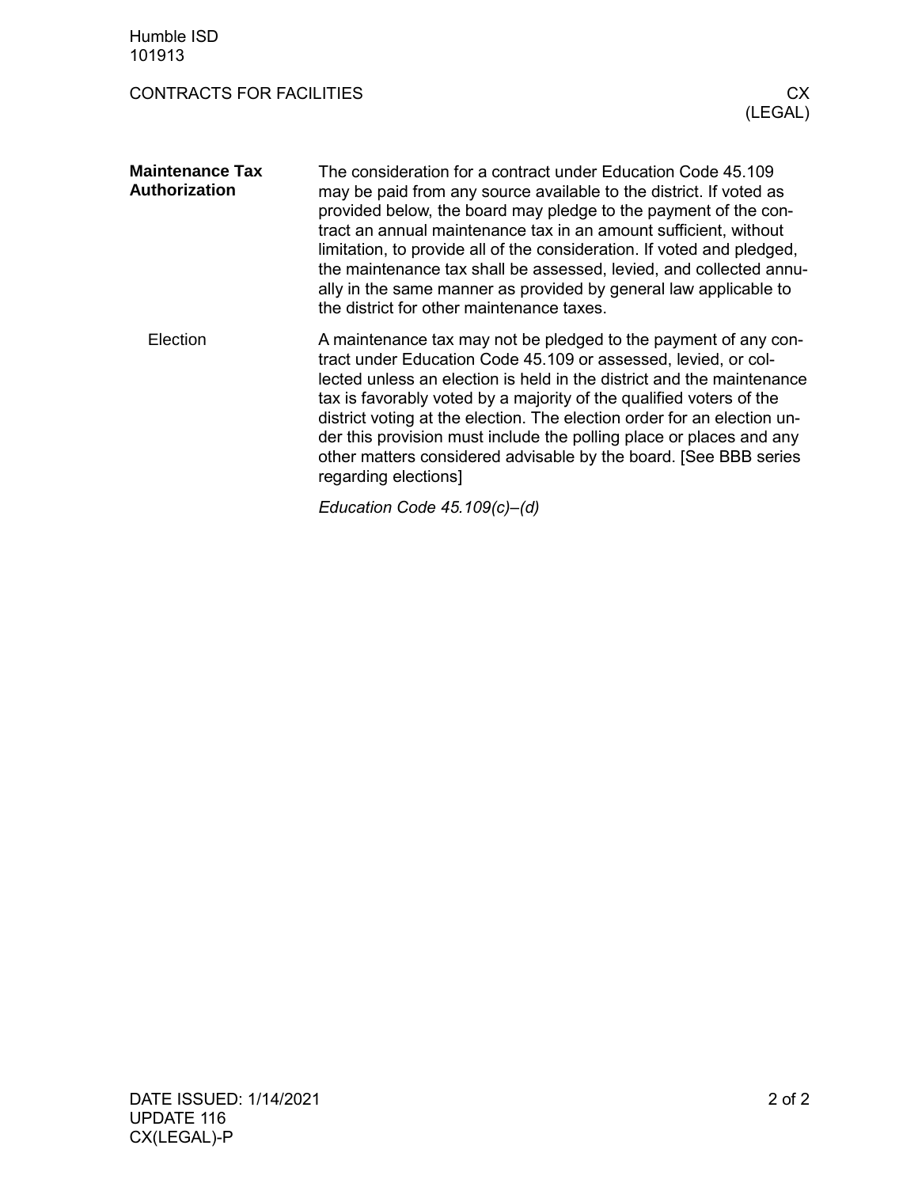## Maintenance Tax Authorization

The consideration for a contract under Education Code 45.109 may be paid from any source available to the district. If voted as provided below, the board may pledge to the payment of the contract an annual maintenance tax in an amount sufficient, without limitation, to provide all of the consideration. If voted and pledged, the maintenance tax shall be assessed, levied, and collected annually in the same manner as provided by general law applicable to the district for other maintenance taxes.

### Election

A maintenance tax may not be pledged to the payment of any contract under Education Code 45.109 or assessed, levied, or collected unless an election is held in the district and the maintenance tax is favorably voted by a majority of the qualified voters of the district voting at the election. The election order for an election under this provision must include the polling place or places and any other matters considered advisable by the board. [See BBB series regarding elections]

*Education Code 45.109(c)–(d)*